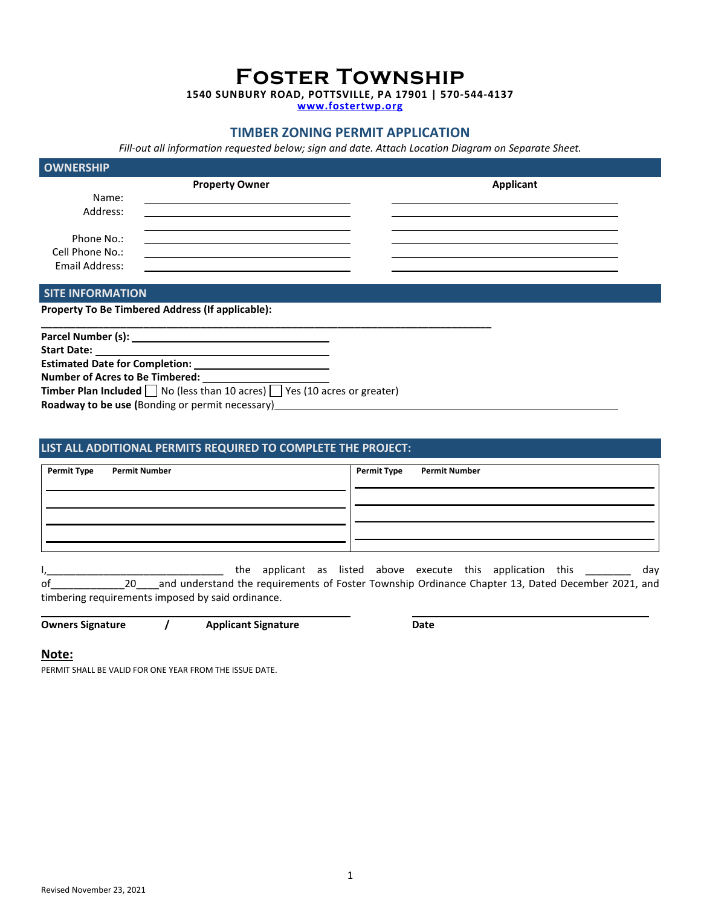# Foster Township

**1540 SUNBURY ROAD, POTTSVILLE, PA 17901 | 570-544-4137**

**www.fostertwp.org**

## TIMBER ZONING PERMIT APPLICATION

*Fill-out all information requested below; sign and date. Attach Location Diagram on Separate Sheet.*

### OWNERSHIP

| | Property Owner | Applicant |
|---|---|---|
| Name: | | |
| Address: | | |
| | | |
| Phone No.: | | |
| Cell Phone No.: | | |
| Email Address: | | |

### SITE INFORMATION

**Property To Be Timbered Address (If applicable):**

___________________________________________________________________________

**Parcel Number (s):** ______________________________

**Start Date:** ______________________________

**Estimated Date for Completion:** ______________________________

**Number of Acres to Be Timbered:** ______________________________

**Timber Plan Included** ☐ No (less than 10 acres) ☐ Yes (10 acres or greater)

**Roadway to be use (**Bonding or permit necessary)______________________________

### LIST ALL ADDITIONAL PERMITS REQUIRED TO COMPLETE THE PROJECT:

| Permit Type | Permit Number | Permit Type | Permit Number |
|---|---|---|---|
| | | | |
| | | | |
| | | | |
| | | | |

I,_______________________________ the applicant as listed above execute this application this ________ day of_____________20____and understand the requirements of Foster Township Ordinance Chapter 13, Dated December 2021, and timbering requirements imposed by said ordinance.

**Owners Signature / Applicant Signature** **Date**

**Note:**

PERMIT SHALL BE VALID FOR ONE YEAR FROM THE ISSUE DATE.

Revised November 23, 2021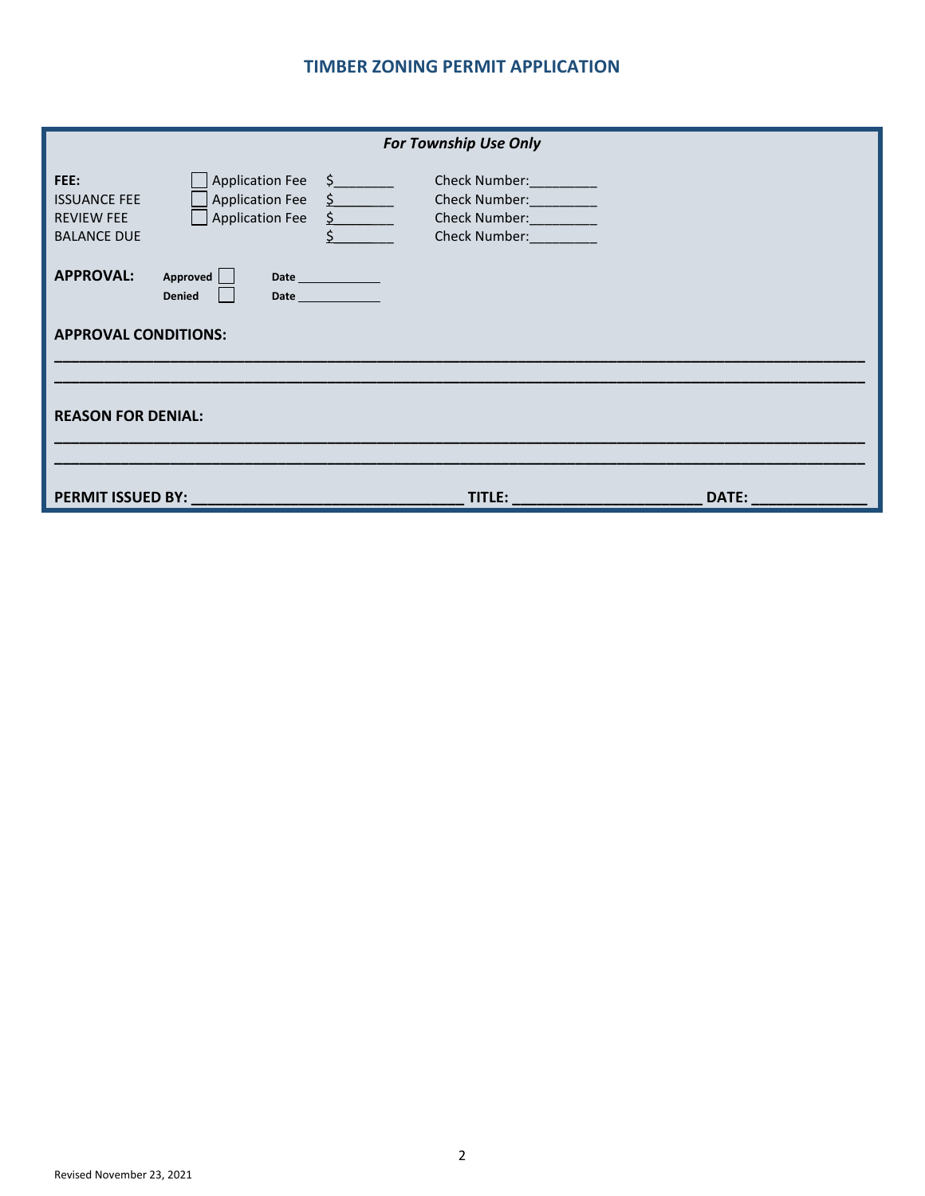## TIMBER ZONING PERMIT APPLICATION

***For Township Use Only***

| | | | |
|---|---|---|---|
| **FEE:** | ☐ Application Fee | $________ | Check Number:_________ |
| ISSUANCE FEE | ☐ Application Fee | $________ | Check Number:_________ |
| REVIEW FEE | ☐ Application Fee | $________ | Check Number:_________ |
| BALANCE DUE | | $________ | Check Number:_________ |

**APPROVAL:** **Approved** ☐ **Date** _____________
**Denied** ☐ **Date** _____________

**APPROVAL CONDITIONS:**

_______________________________________________________________________________

_______________________________________________________________________________

**REASON FOR DENIAL:**

_______________________________________________________________________________

_______________________________________________________________________________

**PERMIT ISSUED BY:** ________________________________ **TITLE:** ______________________ **DATE:** _____________

Revised November 23, 2021